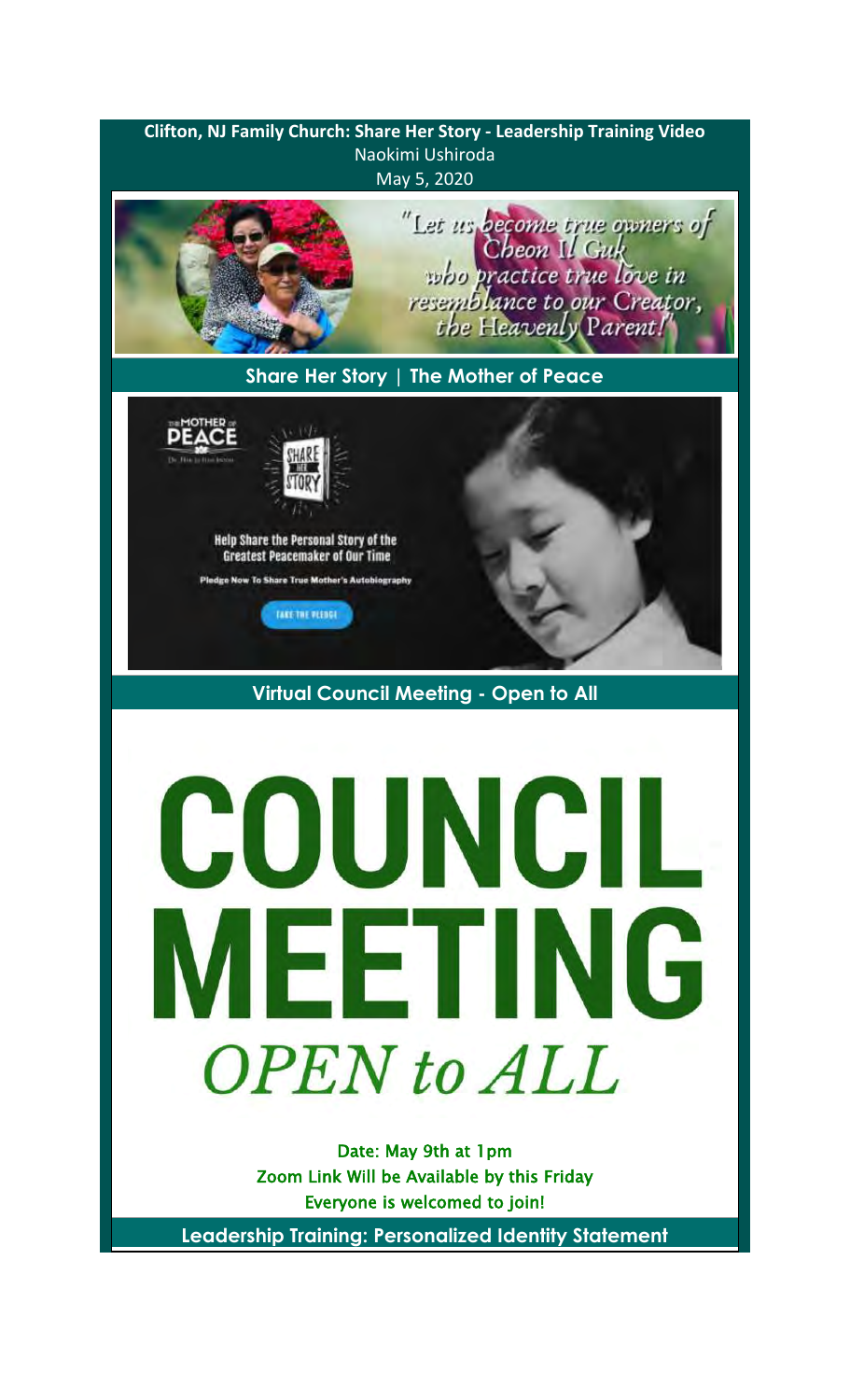**Clifton, NJ Family Church: Share Her Story - Leadership Training Video**

Naokimi Ushiroda

May 5, 2020

"Let us become true owners of Cheon Il Guk who practice true love in resemblance to our Creator, the Heavenly Parent!"

## Share Her Story | The Mother of Peace

THE MOTHER OF PEACE

SHARE HER STORY

Help Share the Personal Story of the Greatest Peacemaker of Our Time

Pledge Now To Share True Mother's Autobiography

TAKE THE PLEDGE

## Virtual Council Meeting - Open to All

# COUNCIL MEETING

*OPEN to ALL*

Date: May 9th at 1pm

Zoom Link Will be Available by this Friday

Everyone is welcomed to join!

## Leadership Training: Personalized Identity Statement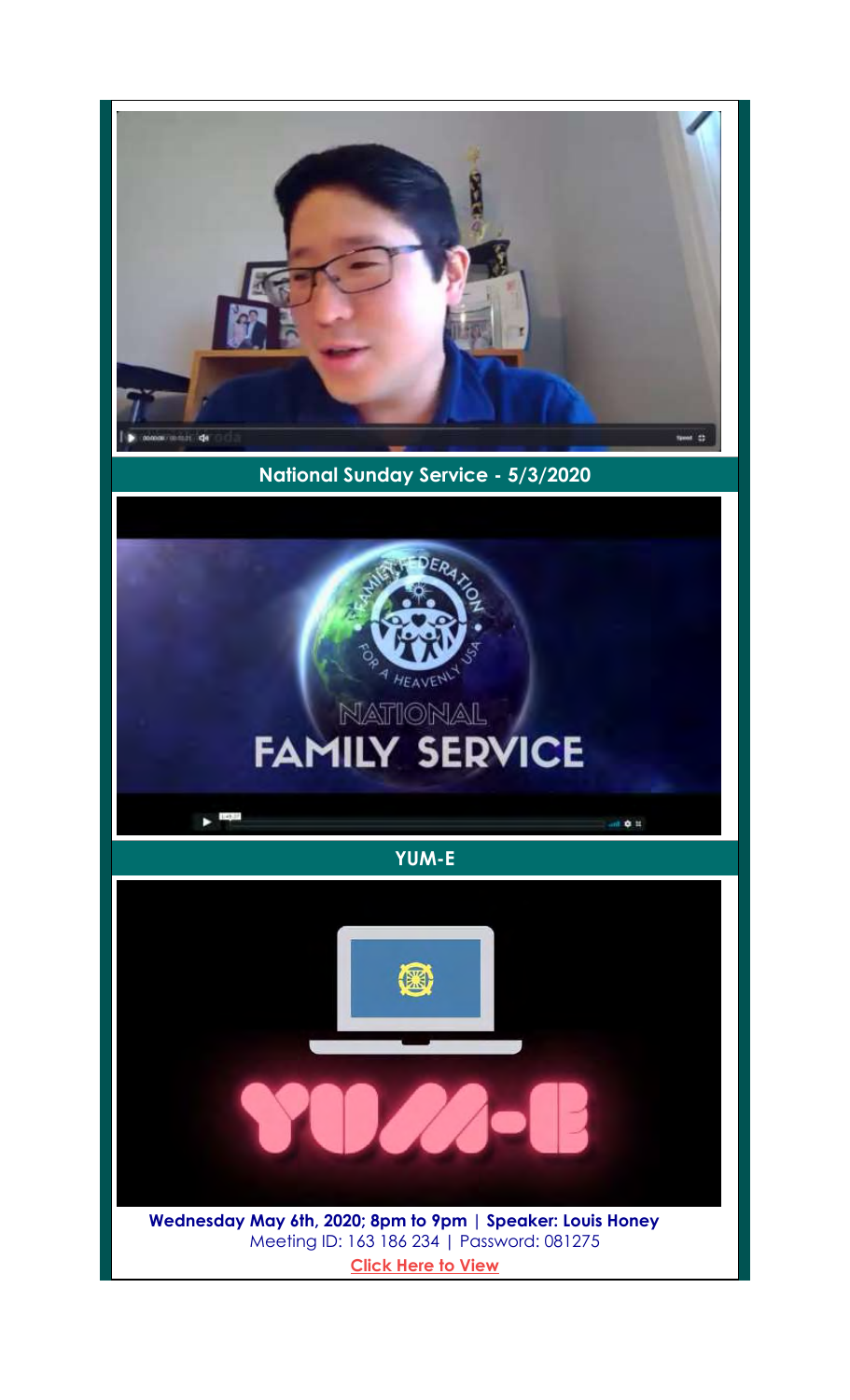**National Sunday Service - 5/3/2020**

**YUM-E**

**Wednesday May 6th, 2020; 8pm to 9pm | Speaker: Louis Honey**

Meeting ID: 163 186 234 | Password: 081275

**Click Here to View**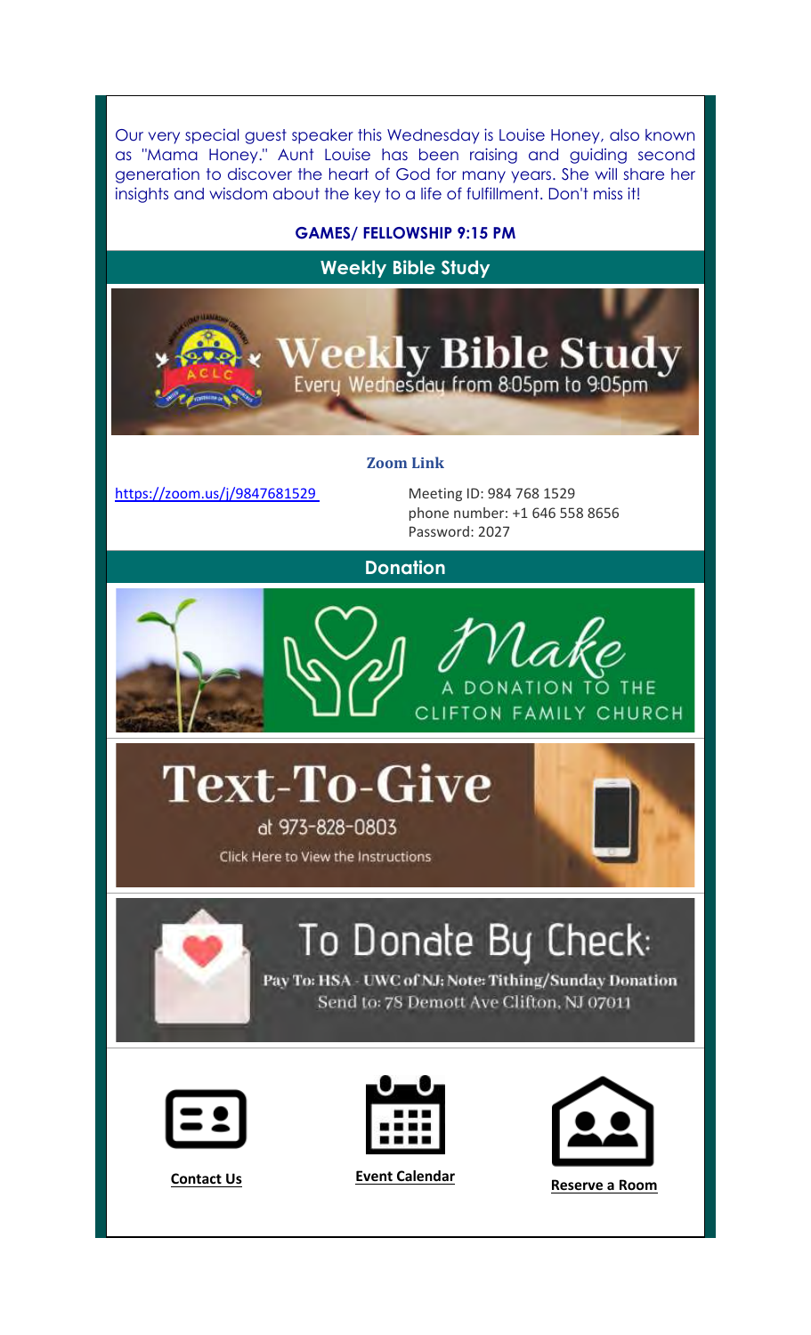Our very special guest speaker this Wednesday is Louise Honey, also known as "Mama Honey." Aunt Louise has been raising and guiding second generation to discover the heart of God for many years. She will share her insights and wisdom about the key to a life of fulfillment. Don't miss it!

**GAMES/ FELLOWSHIP 9:15 PM**

## Weekly Bible Study

Weekly Bible Study

Every Wednesday from 8:05pm to 9:05pm

**Zoom Link**

https://zoom.us/j/9847681529

Meeting ID: 984 768 1529
phone number: +1 646 558 8656
Password: 2027

## Donation

Make A DONATION TO THE CLIFTON FAMILY CHURCH

Text-To-Give

at 973-828-0803

Click Here to View the Instructions

To Donate By Check:

Pay To: HSA - UWC of NJ; Note: Tithing/Sunday Donation

Send to: 78 Demott Ave Clifton, NJ 07011

**Contact Us**

**Event Calendar**

**Reserve a Room**